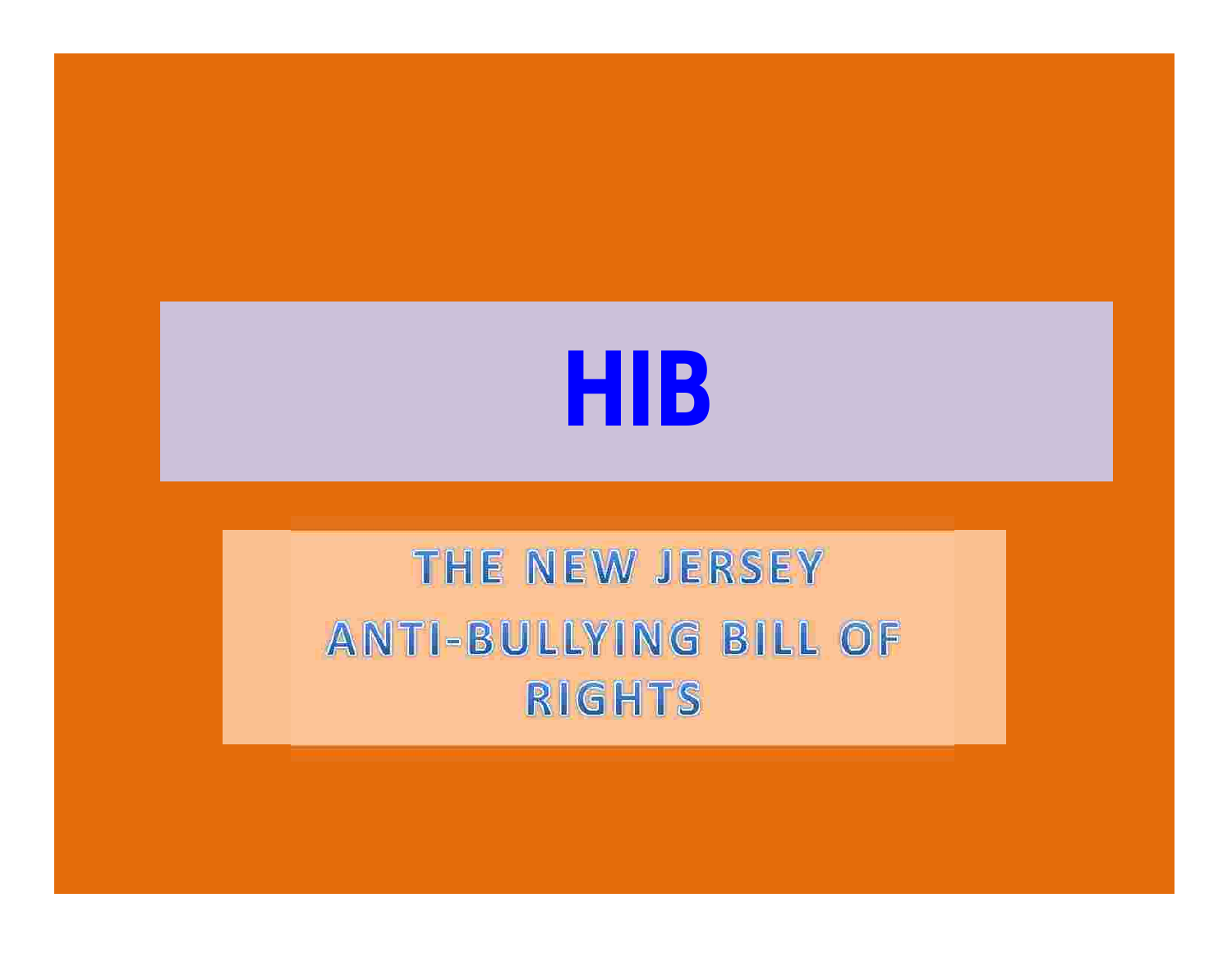# HIB

## THE NEW JERSEY ANTI-BULLYING BILL OF RIGHTS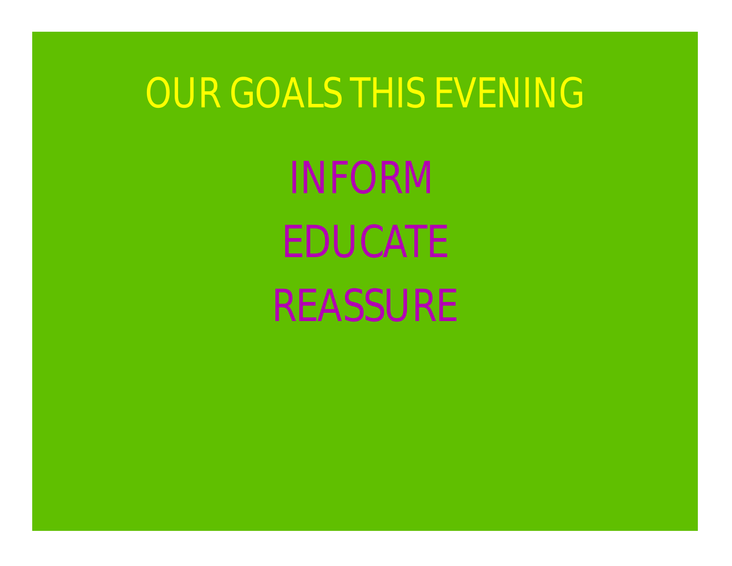# OUR GOALS THIS EVENING

INFORM

EDUCATE

REASSURE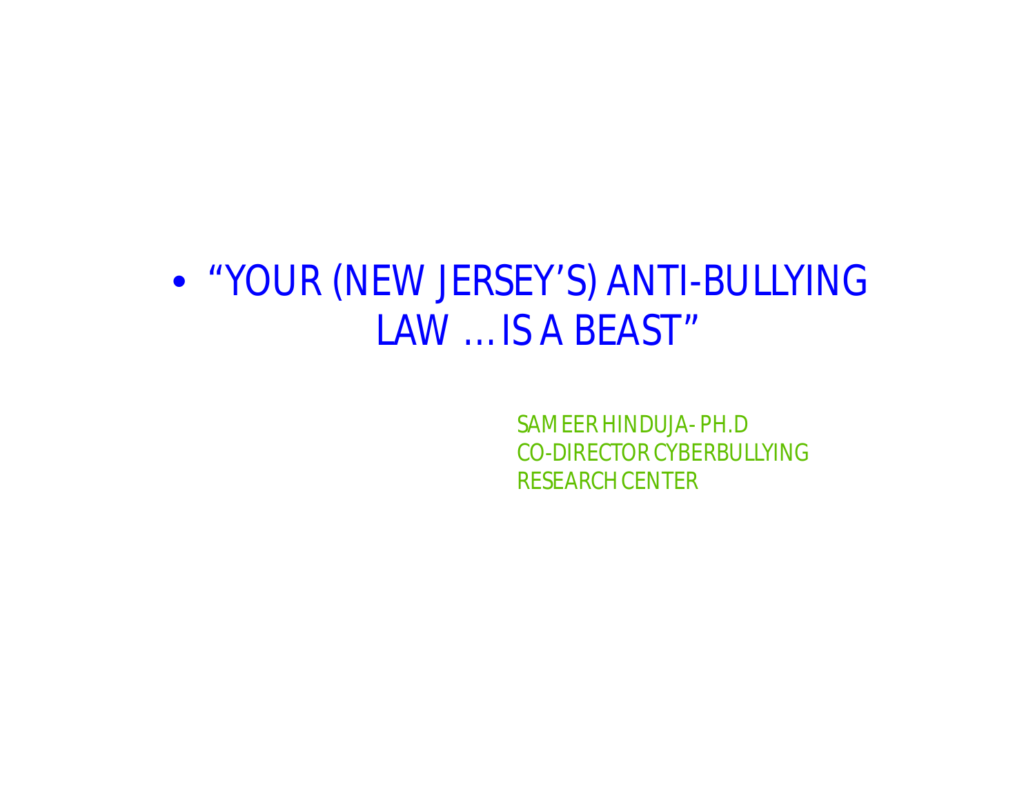- "YOUR (NEW JERSEY'S) ANTI-BULLYING LAW …IS A BEAST"

SAMEER HINDUJA- PH.D
CO-DIRECTOR CYBERBULLYING
RESEARCH CENTER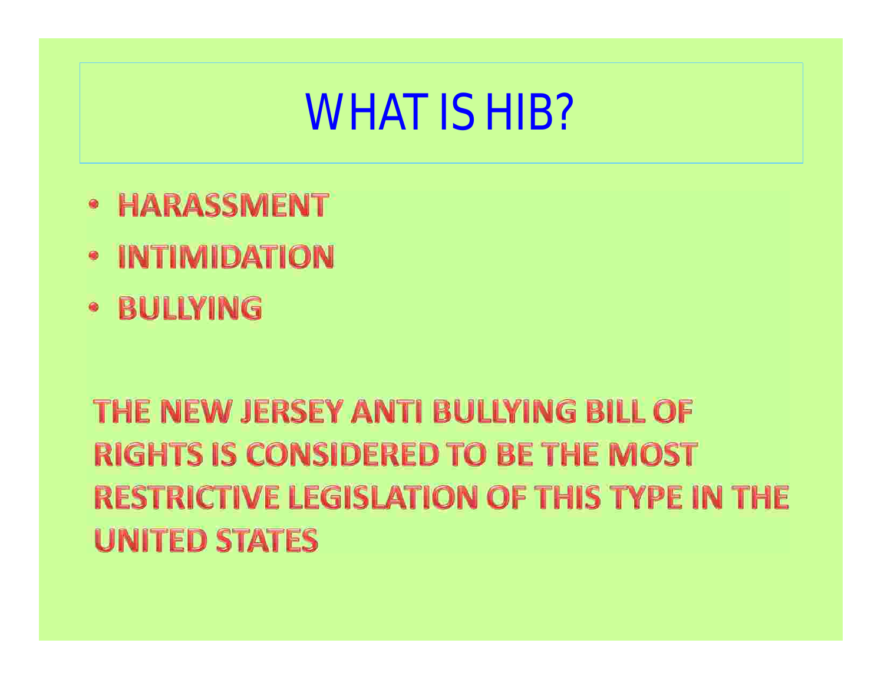# WHAT IS HIB?

- **HARASSMENT**
- **INTIMIDATION**
- **BULLYING**

**THE NEW JERSEY ANTI BULLYING BILL OF RIGHTS IS CONSIDERED TO BE THE MOST RESTRICTIVE LEGISLATION OF THIS TYPE IN THE UNITED STATES**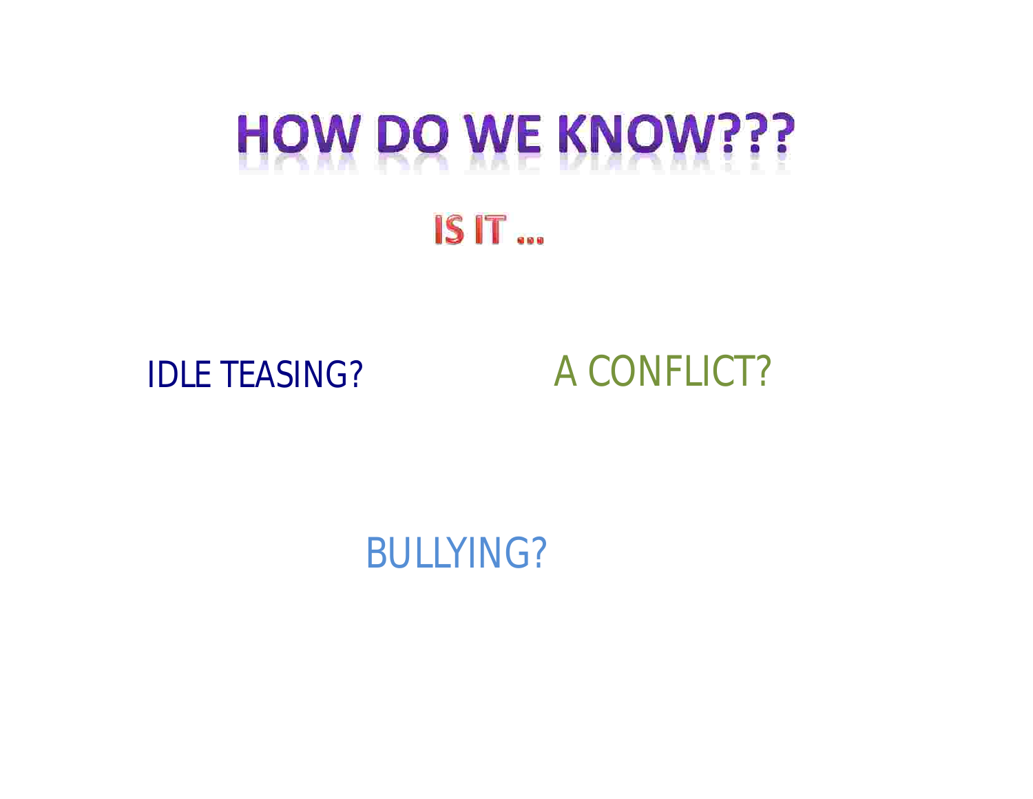# HOW DO WE KNOW???

## IS IT …

IDLE TEASING?

A CONFLICT?

BULLYING?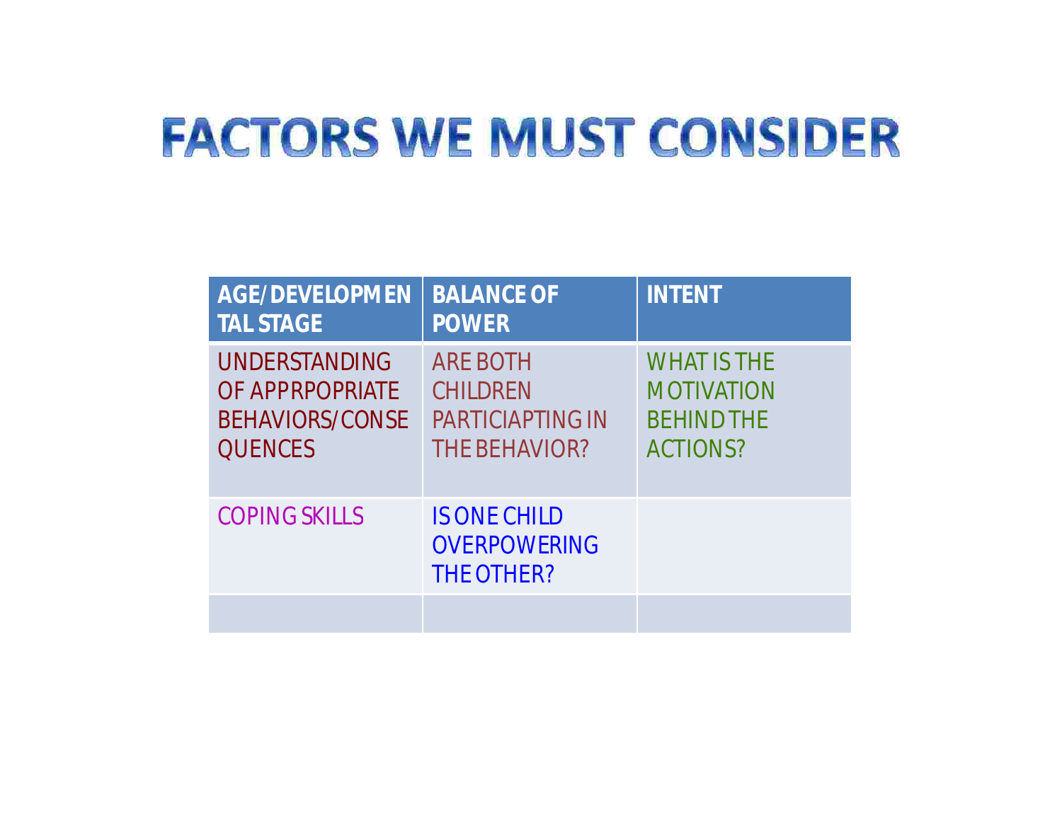# FACTORS WE MUST CONSIDER

| AGE/DEVELOPMENTAL STAGE | BALANCE OF POWER | INTENT |
| --- | --- | --- |
| UNDERSTANDING OF APPRPOPRIATE BEHAVIORS/CONSEQUENCES | ARE BOTH CHILDREN PARTICIAPTING IN THE BEHAVIOR? | WHAT IS THE MOTIVATION BEHIND THE ACTIONS? |
| COPING SKILLS | IS ONE CHILD OVERPOWERING THE OTHER? | |
| | | |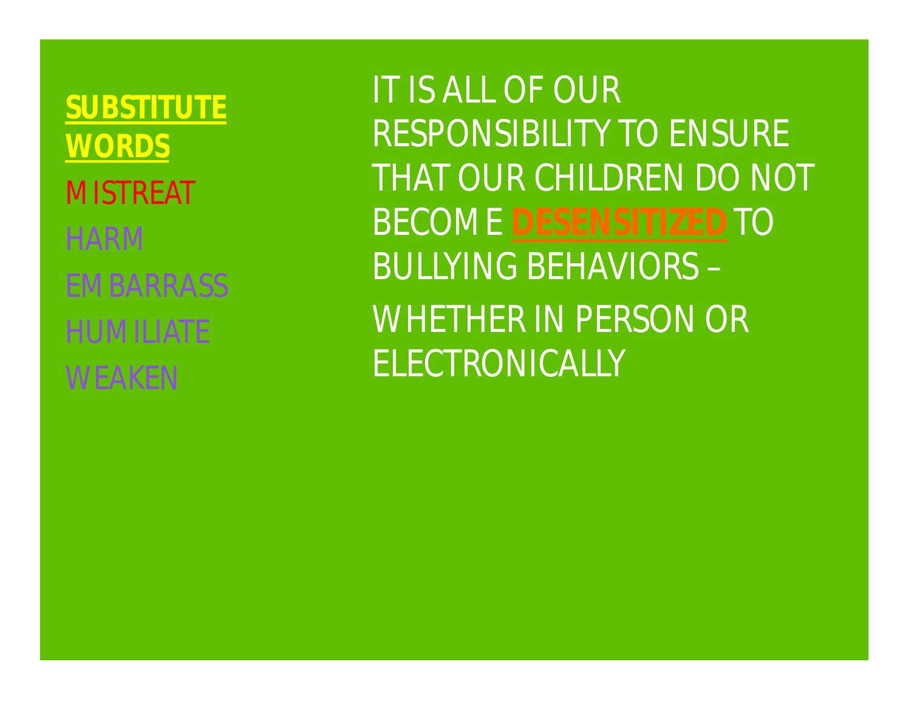**SUBSTITUTE WORDS**

MISTREAT

HARM

EMBARRASS

HUMILIATE

WEAKEN

IT IS ALL OF OUR RESPONSIBILITY TO ENSURE THAT OUR CHILDREN DO NOT BECOME **DESENSITIZED** TO BULLYING BEHAVIORS –

WHETHER IN PERSON OR ELECTRONICALLY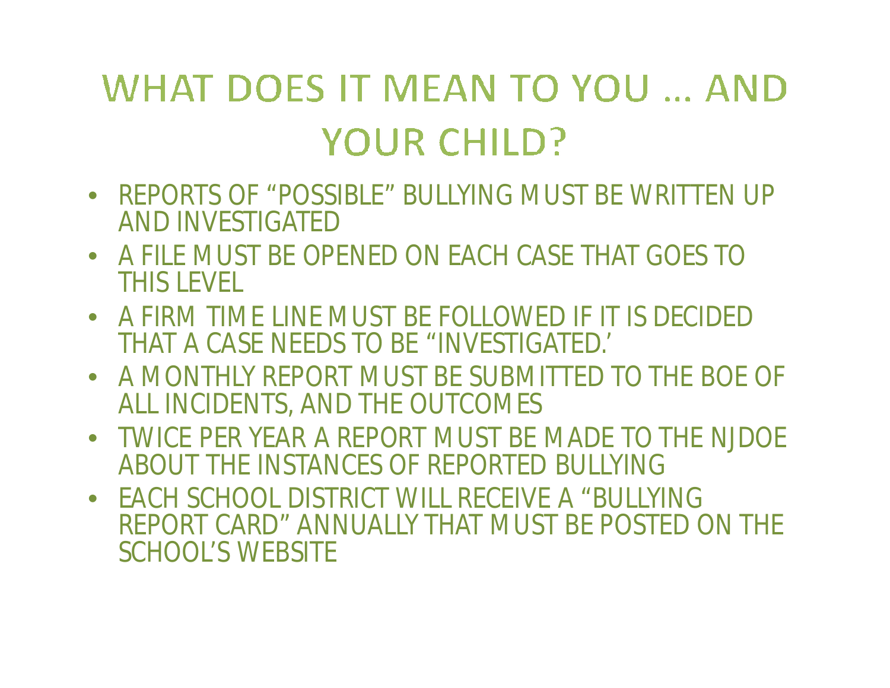# WHAT DOES IT MEAN TO YOU … AND YOUR CHILD?

- REPORTS OF "POSSIBLE" BULLYING MUST BE WRITTEN UP AND INVESTIGATED
- A FILE MUST BE OPENED ON EACH CASE THAT GOES TO THIS LEVEL
- A FIRM TIME LINE MUST BE FOLLOWED IF IT IS DECIDED THAT A CASE NEEDS TO BE "INVESTIGATED.'
- A MONTHLY REPORT MUST BE SUBMITTED TO THE BOE OF ALL INCIDENTS, AND THE OUTCOMES
- TWICE PER YEAR A REPORT MUST BE MADE TO THE NJDOE ABOUT THE INSTANCES OF REPORTED BULLYING
- EACH SCHOOL DISTRICT WILL RECEIVE A "BULLYING REPORT CARD" ANNUALLY THAT MUST BE POSTED ON THE SCHOOL'S WEBSITE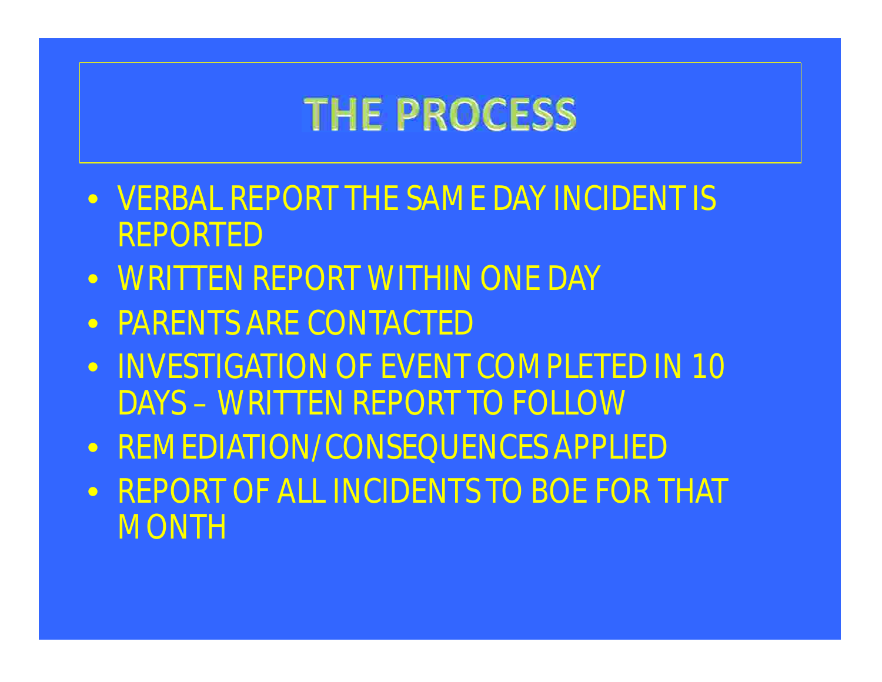# THE PROCESS

- VERBAL REPORT THE SAME DAY INCIDENT IS REPORTED
- WRITTEN REPORT WITHIN ONE DAY
- PARENTS ARE CONTACTED
- INVESTIGATION OF EVENT COMPLETED IN 10 DAYS – WRITTEN REPORT TO FOLLOW
- REMEDIATION/CONSEQUENCES APPLIED
- REPORT OF ALL INCIDENTS TO BOE FOR THAT MONTH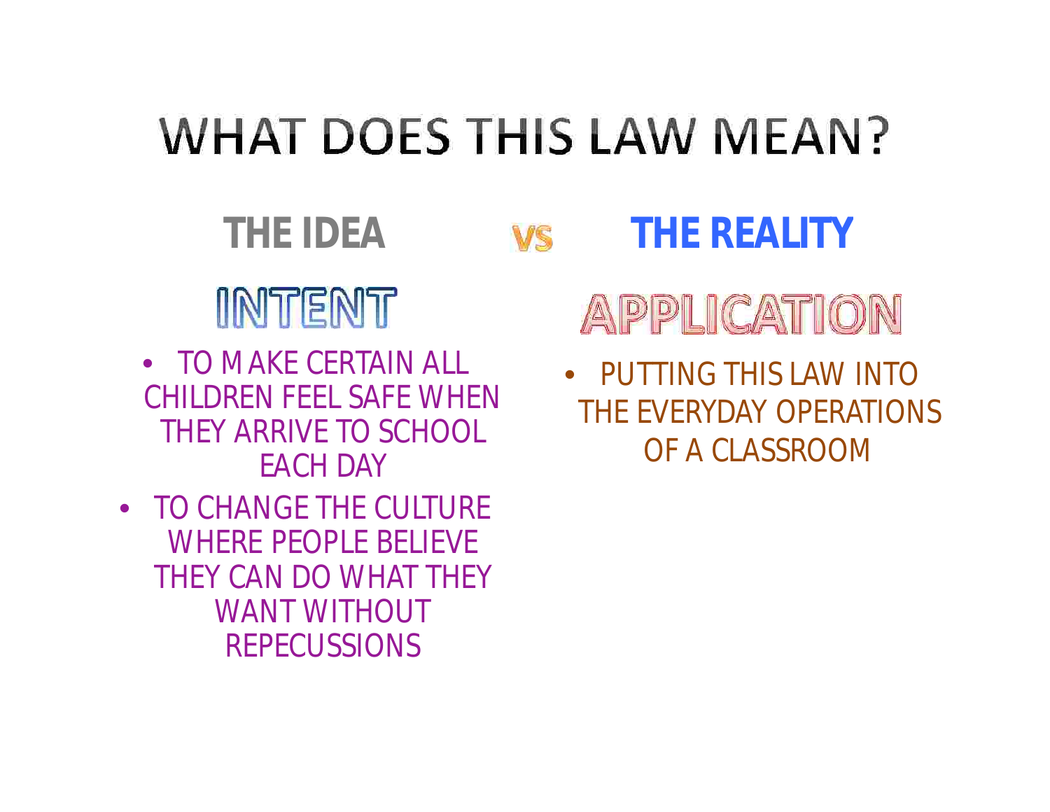# WHAT DOES THIS LAW MEAN?

## THE IDEA VS THE REALITY

### INTENT

- TO MAKE CERTAIN ALL CHILDREN FEEL SAFE WHEN THEY ARRIVE TO SCHOOL EACH DAY
- TO CHANGE THE CULTURE WHERE PEOPLE BELIEVE THEY CAN DO WHAT THEY WANT WITHOUT REPECUSSIONS

### APPLICATION

- PUTTING THIS LAW INTO THE EVERYDAY OPERATIONS OF A CLASSROOM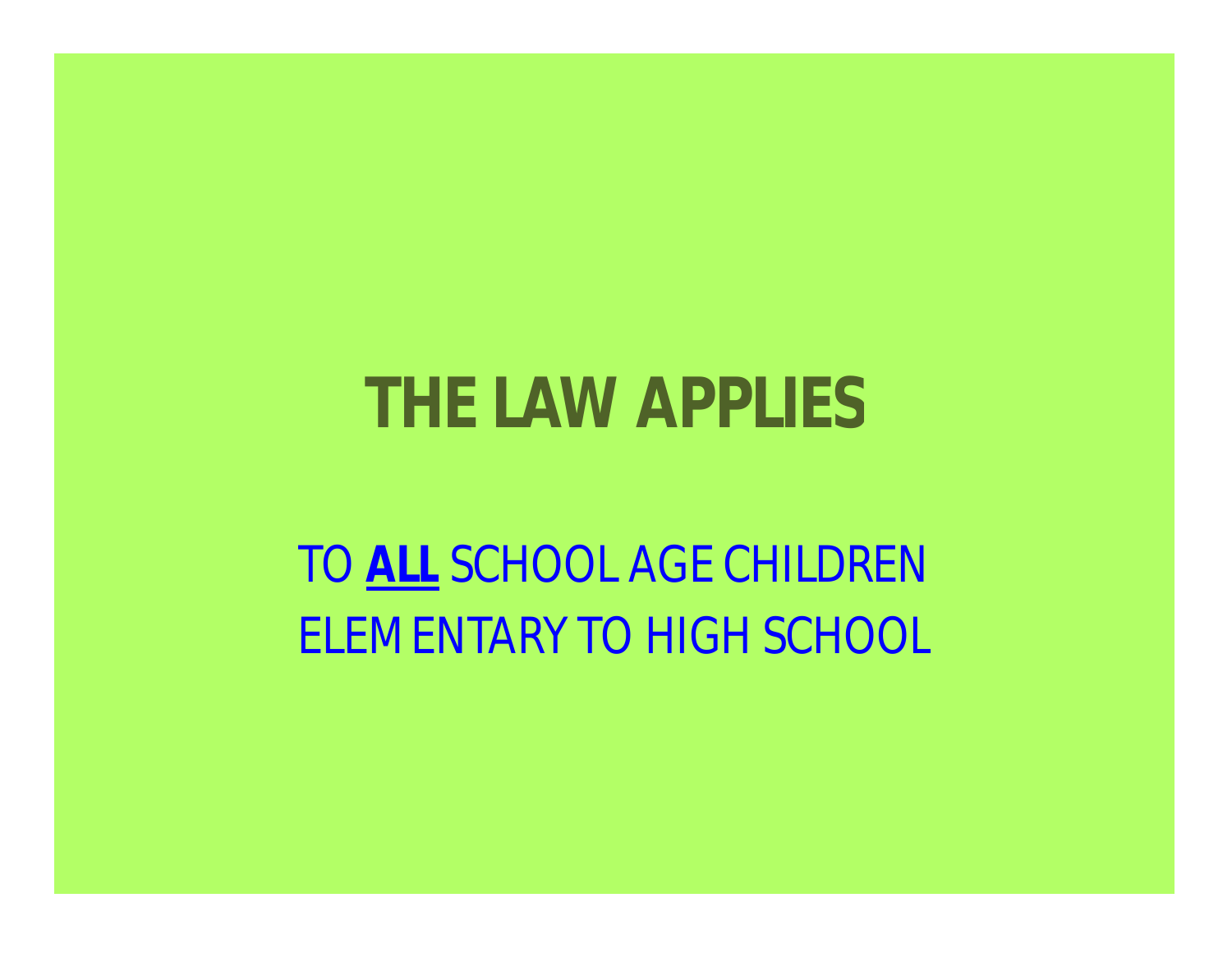# THE LAW APPLIES

TO **<u>ALL</u>** SCHOOL AGE CHILDREN

ELEMENTARY TO HIGH SCHOOL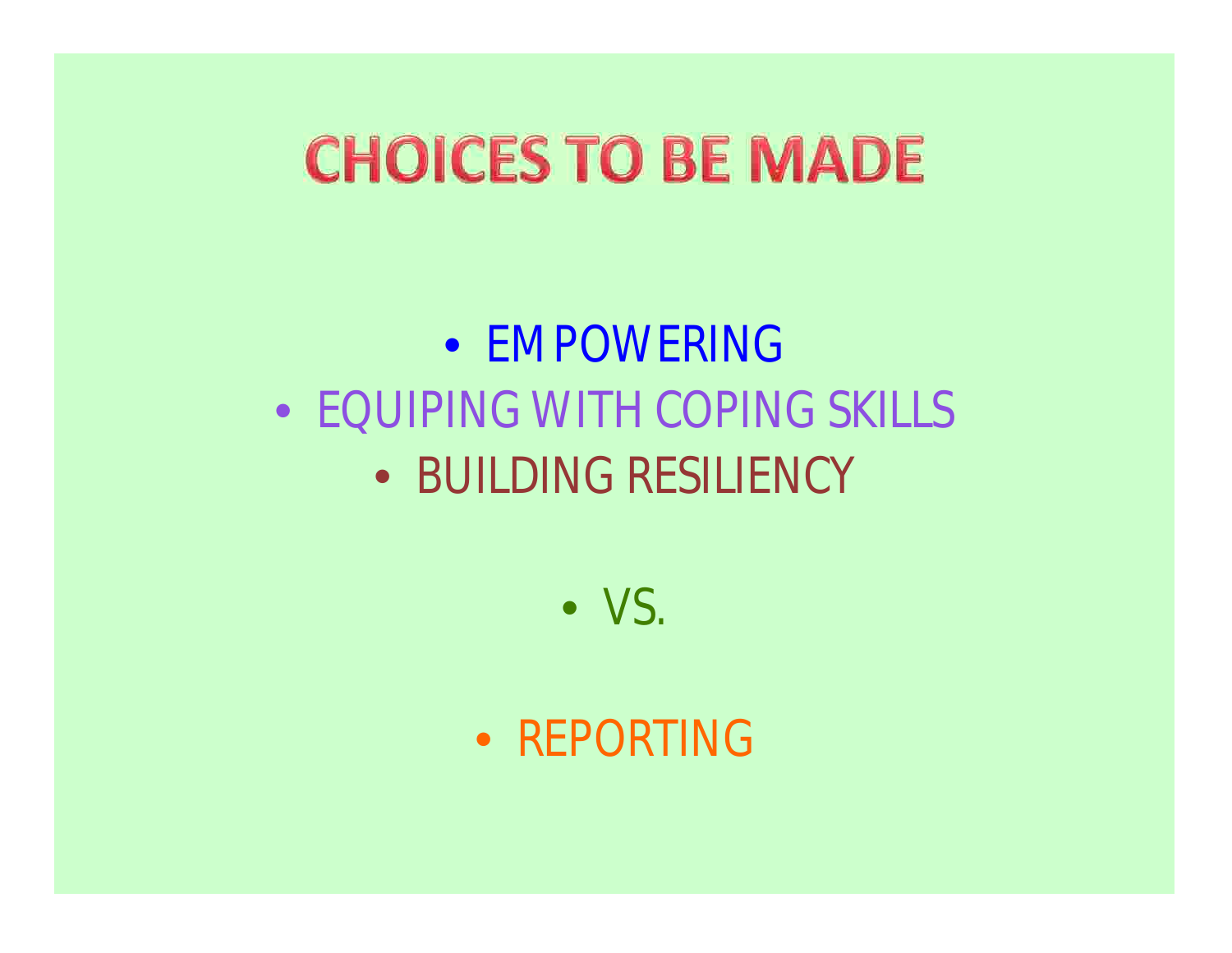# CHOICES TO BE MADE

- EMPOWERING
- EQUIPING WITH COPING SKILLS
- BUILDING RESILIENCY

- VS.

- REPORTING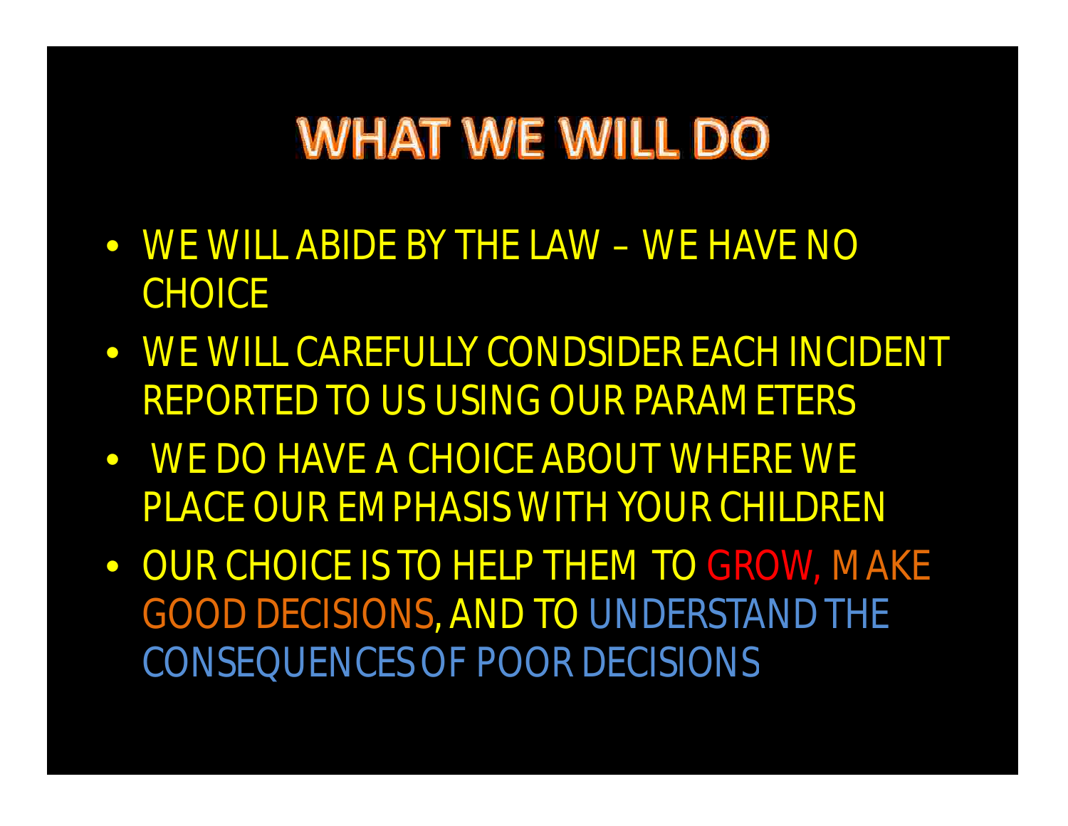# WHAT WE WILL DO

- WE WILL ABIDE BY THE LAW – WE HAVE NO CHOICE
- WE WILL CAREFULLY CONDSIDER EACH INCIDENT REPORTED TO US USING OUR PARAMETERS
- WE DO HAVE A CHOICE ABOUT WHERE WE PLACE OUR EMPHASIS WITH YOUR CHILDREN
- OUR CHOICE IS TO HELP THEM TO GROW, MAKE GOOD DECISIONS, AND TO UNDERSTAND THE CONSEQUENCES OF POOR DECISIONS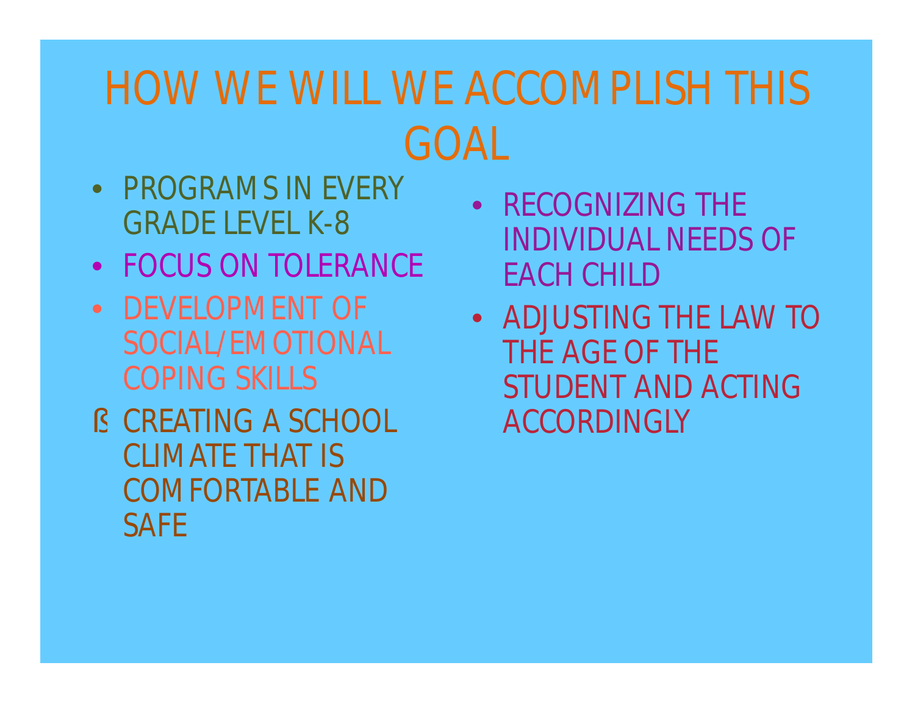# HOW WE WILL WE ACCOMPLISH THIS GOAL

- PROGRAMS IN EVERY GRADE LEVEL K-8
- FOCUS ON TOLERANCE
- DEVELOPMENT OF SOCIAL/EMOTIONAL COPING SKILLS
- CREATING A SCHOOL CLIMATE THAT IS COMFORTABLE AND SAFE
- RECOGNIZING THE INDIVIDUAL NEEDS OF EACH CHILD
- ADJUSTING THE LAW TO THE AGE OF THE STUDENT AND ACTING ACCORDINGLY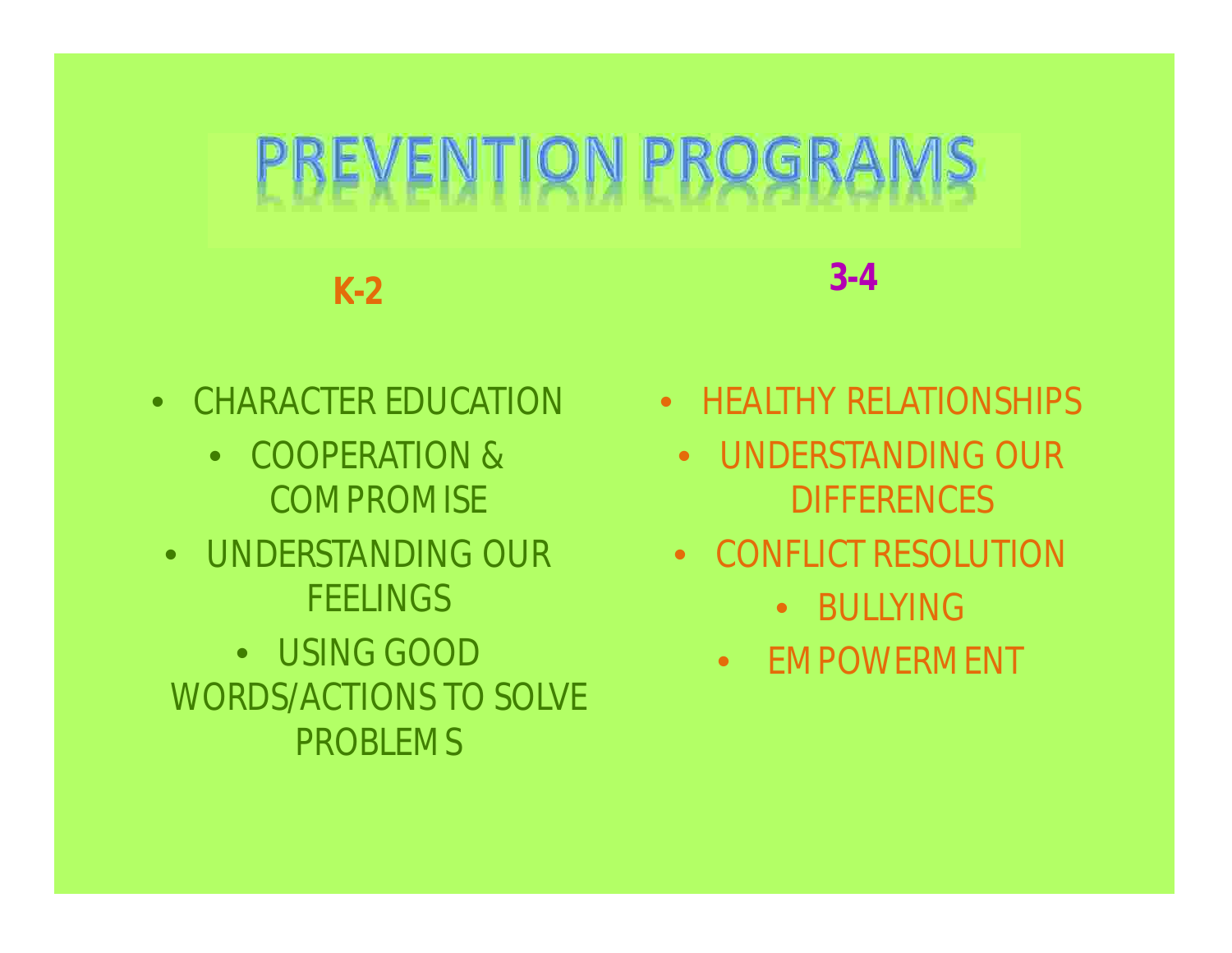# PREVENTION PROGRAMS

## K-2

- CHARACTER EDUCATION
- COOPERATION & COMPROMISE
- UNDERSTANDING OUR FEELINGS
- USING GOOD WORDS/ACTIONS TO SOLVE PROBLEMS

## 3-4

- HEALTHY RELATIONSHIPS
- UNDERSTANDING OUR DIFFERENCES
- CONFLICT RESOLUTION
- BULLYING
- EMPOWERMENT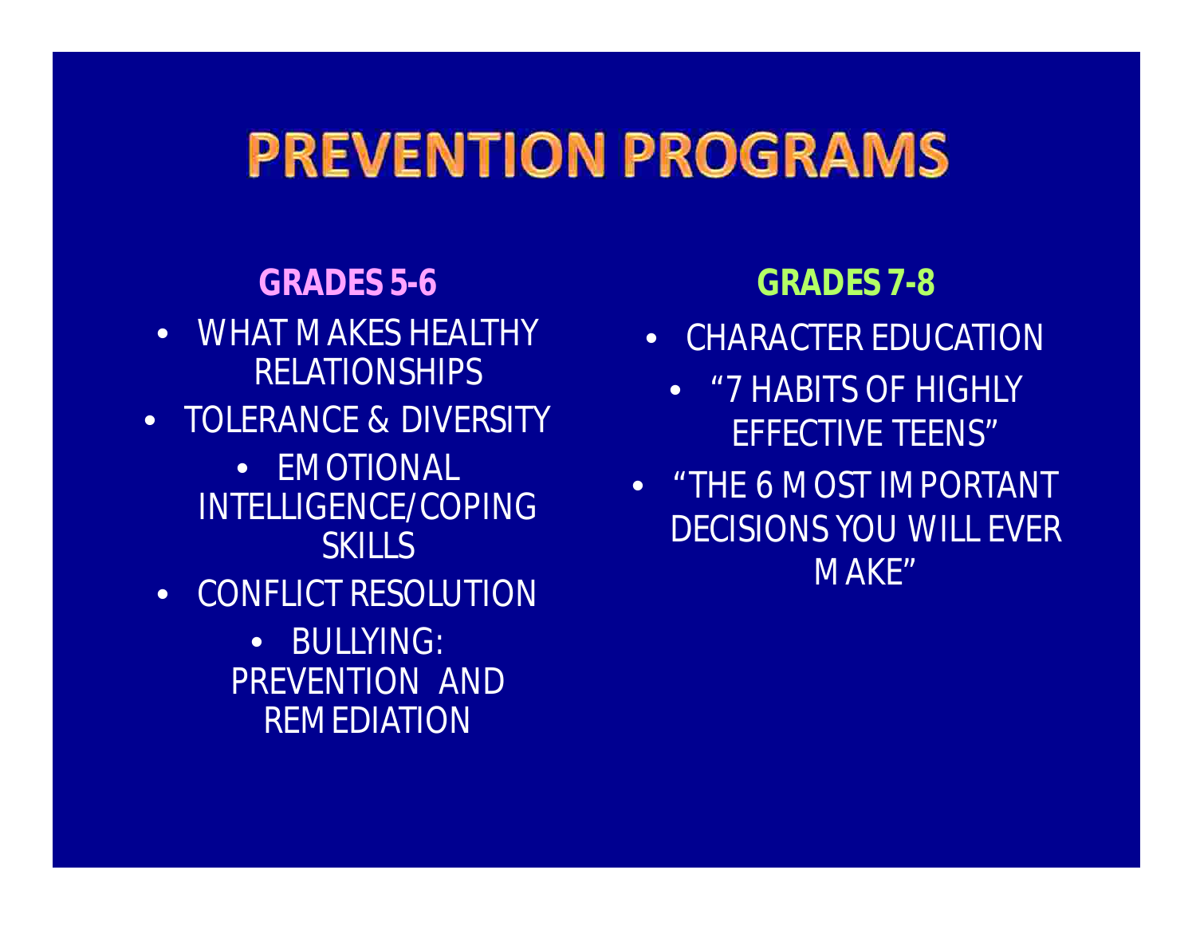# PREVENTION PROGRAMS

**GRADES 5-6**

- WHAT MAKES HEALTHY RELATIONSHIPS
- TOLERANCE & DIVERSITY
- EMOTIONAL INTELLIGENCE/COPING SKILLS
- CONFLICT RESOLUTION
- BULLYING: PREVENTION AND REMEDIATION

**GRADES 7-8**

- CHARACTER EDUCATION
- "7 HABITS OF HIGHLY EFFECTIVE TEENS"
- "THE 6 MOST IMPORTANT DECISIONS YOU WILL EVER MAKE"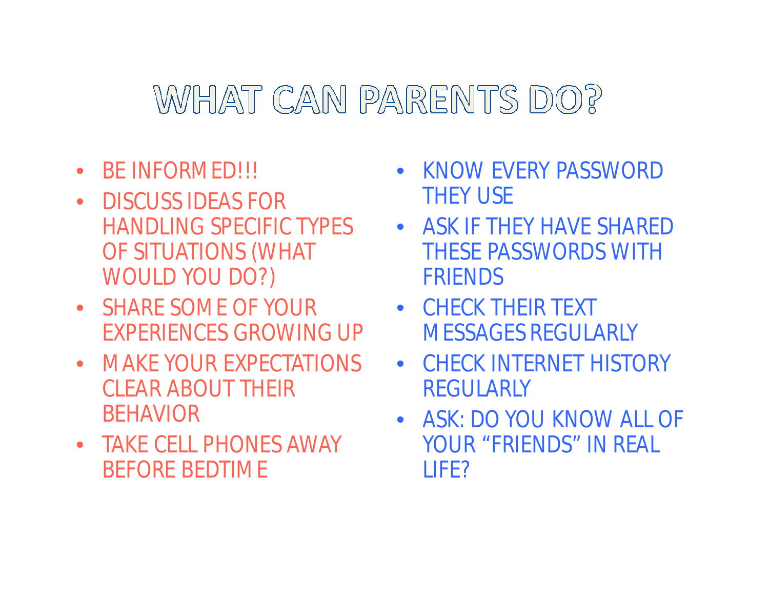# WHAT CAN PARENTS DO?

- BE INFORMED!!!
- DISCUSS IDEAS FOR HANDLING SPECIFIC TYPES OF SITUATIONS (WHAT WOULD YOU DO?)
- SHARE SOME OF YOUR EXPERIENCES GROWING UP
- MAKE YOUR EXPECTATIONS CLEAR ABOUT THEIR BEHAVIOR
- TAKE CELL PHONES AWAY BEFORE BEDTIME
- KNOW EVERY PASSWORD THEY USE
- ASK IF THEY HAVE SHARED THESE PASSWORDS WITH FRIENDS
- CHECK THEIR TEXT MESSAGES REGULARLY
- CHECK INTERNET HISTORY REGULARLY
- ASK: DO YOU KNOW ALL OF YOUR "FRIENDS" IN REAL LIFE?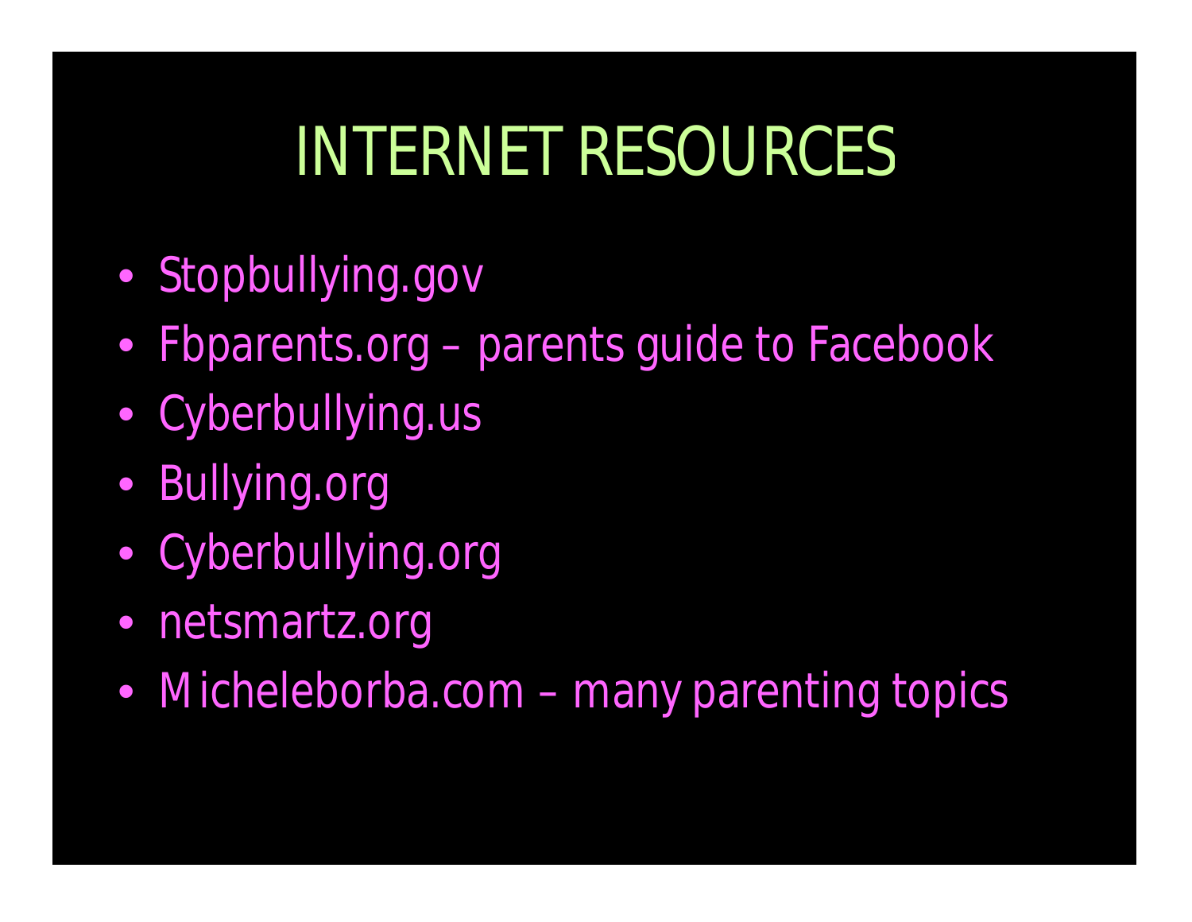# INTERNET RESOURCES

- Stopbullying.gov
- Fbparents.org – parents guide to Facebook
- Cyberbullying.us
- Bullying.org
- Cyberbullying.org
- netsmartz.org
- Micheleborba.com – many parenting topics